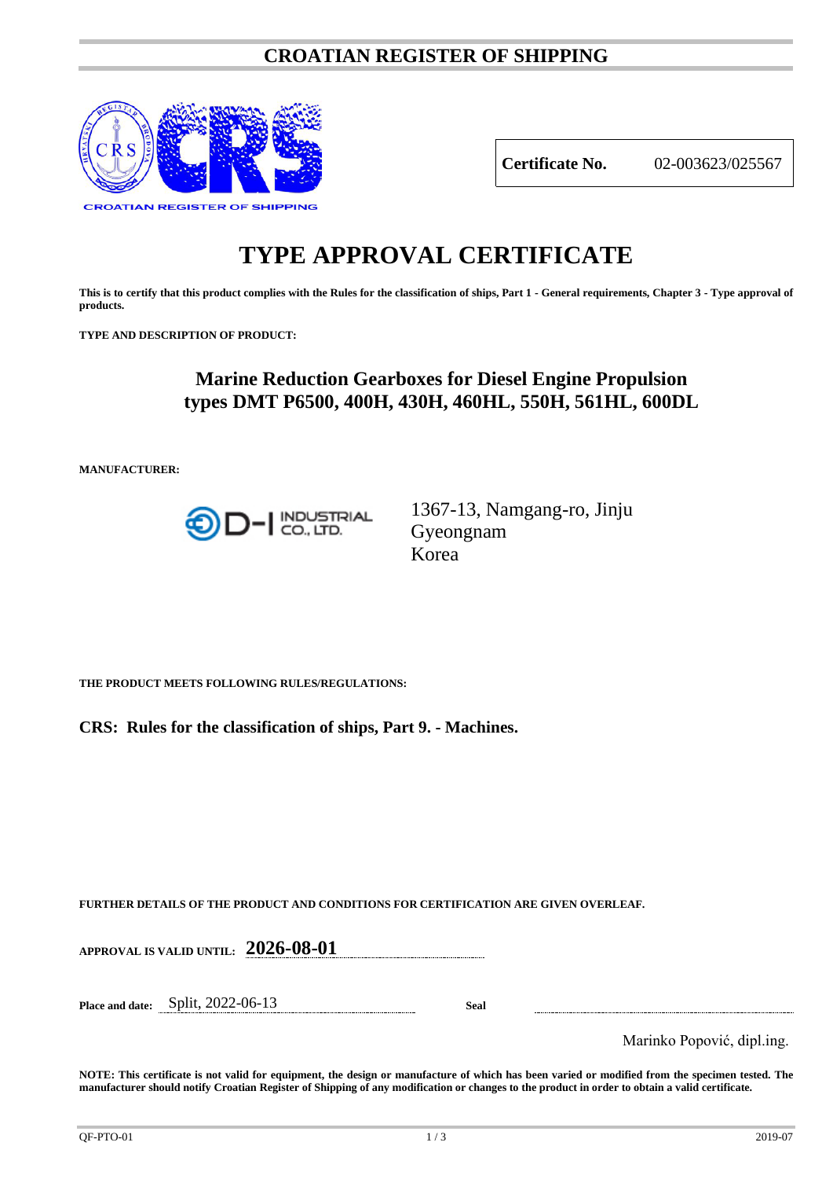# CROATIAN REGISTER OF SHIPPING

CROATIAN REGISTER OF SHIPPING

| **Certificate No.** | 02-003623/025567 |
|---|---|

# TYPE APPROVAL CERTIFICATE

**This is to certify that this product complies with the Rules for the classification of ships, Part 1 - General requirements, Chapter 3 - Type approval of products.**

**TYPE AND DESCRIPTION OF PRODUCT:**

## Marine Reduction Gearboxes for Diesel Engine Propulsion types DMT P6500, 400H, 430H, 460HL, 550H, 561HL, 600DL

**MANUFACTURER:**

D-I INDUSTRIAL CO., LTD.

1367-13, Namgang-ro, Jinju
Gyeongnam
Korea

**THE PRODUCT MEETS FOLLOWING RULES/REGULATIONS:**

**CRS: Rules for the classification of ships, Part 9. - Machines.**

**FURTHER DETAILS OF THE PRODUCT AND CONDITIONS FOR CERTIFICATION ARE GIVEN OVERLEAF.**

**APPROVAL IS VALID UNTIL:** **2026-08-01**

**Place and date:** Split, 2022-06-13

**Seal**

Marinko Popović, dipl.ing.

**NOTE: This certificate is not valid for equipment, the design or manufacture of which has been varied or modified from the specimen tested. The manufacturer should notify Croatian Register of Shipping of any modification or changes to the product in order to obtain a valid certificate.**

QF-PTO-01 2019-07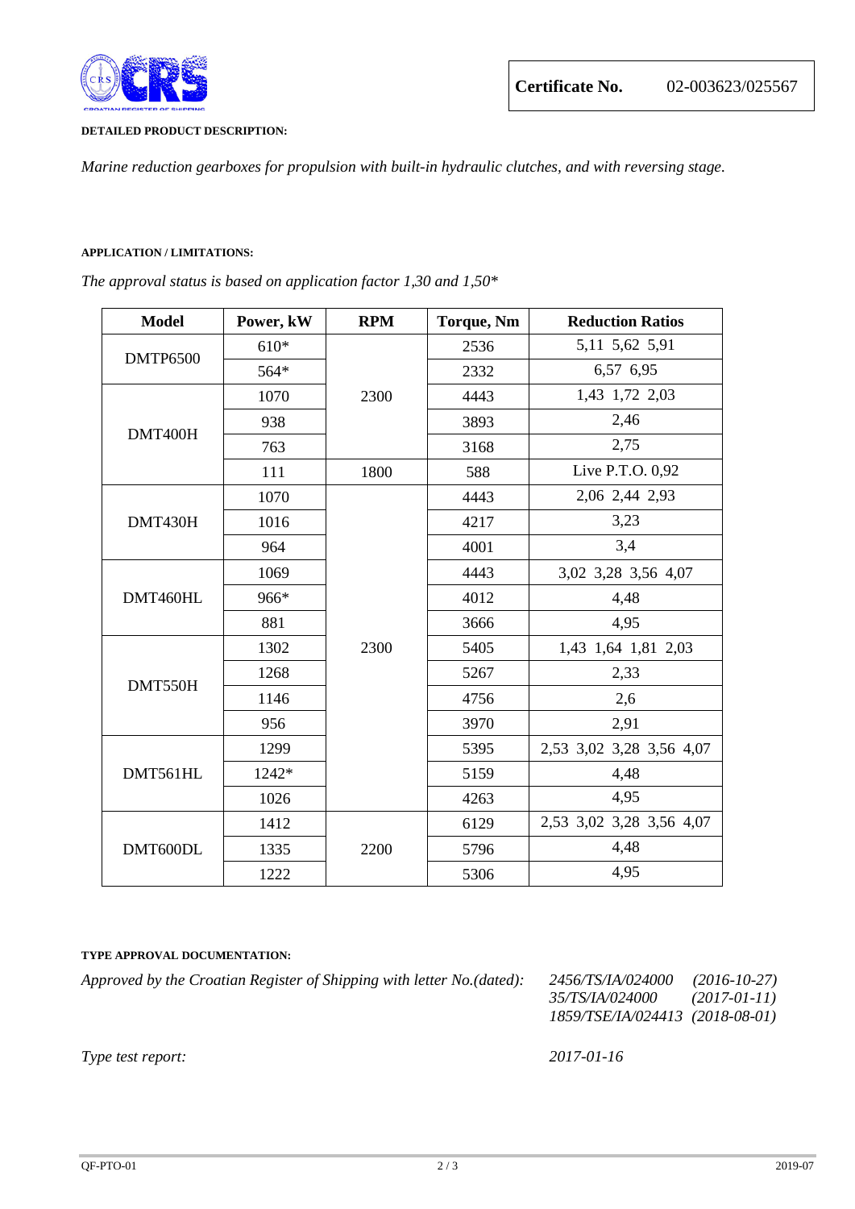**Certificate No.** 02-003623/025567

**DETAILED PRODUCT DESCRIPTION:**

*Marine reduction gearboxes for propulsion with built-in hydraulic clutches, and with reversing stage.*

**APPLICATION / LIMITATIONS:**

*The approval status is based on application factor 1,30 and 1,50**

| Model | Power, kW | RPM | Torque, Nm | Reduction Ratios |
|---|---|---|---|---|
| DMTP6500 | 610* | 2300 | 2536 | 5,11 5,62 5,91 |
| | 564* | | 2332 | 6,57 6,95 |
| DMT400H | 1070 | | 4443 | 1,43 1,72 2,03 |
| | 938 | | 3893 | 2,46 |
| | 763 | | 3168 | 2,75 |
| | 111 | 1800 | 588 | Live P.T.O. 0,92 |
| DMT430H | 1070 | 2300 | 4443 | 2,06 2,44 2,93 |
| | 1016 | | 4217 | 3,23 |
| | 964 | | 4001 | 3,4 |
| DMT460HL | 1069 | | 4443 | 3,02 3,28 3,56 4,07 |
| | 966* | | 4012 | 4,48 |
| | 881 | | 3666 | 4,95 |
| DMT550H | 1302 | | 5405 | 1,43 1,64 1,81 2,03 |
| | 1268 | | 5267 | 2,33 |
| | 1146 | | 4756 | 2,6 |
| | 956 | | 3970 | 2,91 |
| DMT561HL | 1299 | | 5395 | 2,53 3,02 3,28 3,56 4,07 |
| | 1242* | | 5159 | 4,48 |
| | 1026 | | 4263 | 4,95 |
| DMT600DL | 1412 | 2200 | 6129 | 2,53 3,02 3,28 3,56 4,07 |
| | 1335 | | 5796 | 4,48 |
| | 1222 | | 5306 | 4,95 |

**TYPE APPROVAL DOCUMENTATION:**

*Approved by the Croatian Register of Shipping with letter No.(dated):*
*2456/TS/IA/024000 (2016-10-27)*
*35/TS/IA/024000 (2017-01-11)*
*1859/TSE/IA/024413 (2018-08-01)*

*Type test report:* *2017-01-16*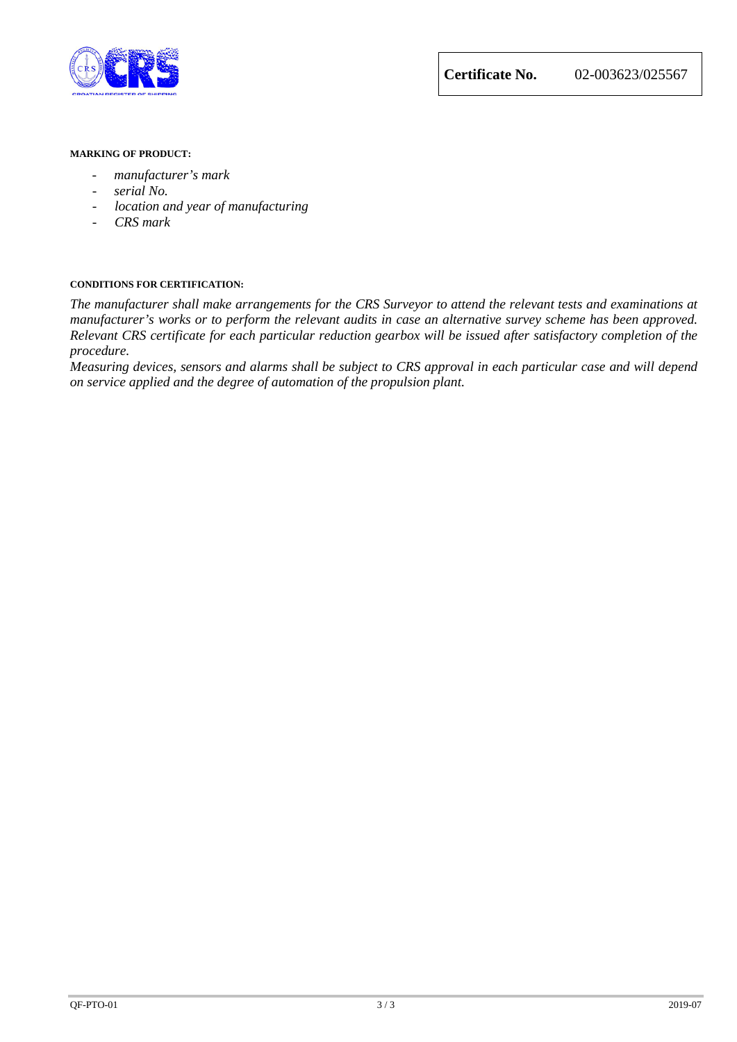**Certificate No.** 02-003623/025567

**MARKING OF PRODUCT:**

- *manufacturer's mark*
- *serial No.*
- *location and year of manufacturing*
- *CRS mark*

**CONDITIONS FOR CERTIFICATION:**

*The manufacturer shall make arrangements for the CRS Surveyor to attend the relevant tests and examinations at manufacturer's works or to perform the relevant audits in case an alternative survey scheme has been approved. Relevant CRS certificate for each particular reduction gearbox will be issued after satisfactory completion of the procedure.*
*Measuring devices, sensors and alarms shall be subject to CRS approval in each particular case and will depend on service applied and the degree of automation of the propulsion plant.*